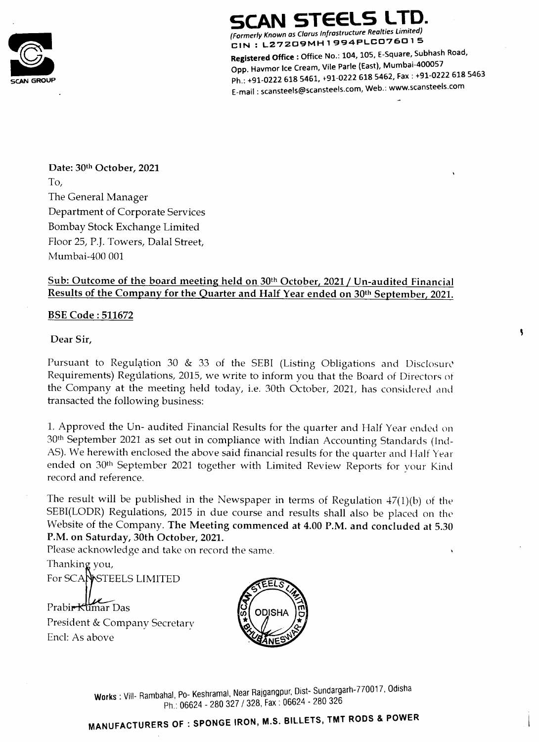# SCAN STEELS LTD.

*(Formerly Known as Clarus Infrastructure Realties Limited)*
CIN : L27209MH1994PLC076015

**Registered Office :** Office No.: 104, 105, E-Square, Subhash Road, Opp. Havmor Ice Cream, Vile Parle (East), Mumbai-400057
Ph.: +91-0222 618 5461, +91-0222 618 5462, Fax : +91-0222 618 5463
E-mail : scansteels@scansteels.com, Web.: www.scansteels.com

SCAN GROUP

**Date: 30th October, 2021**

To,
The General Manager
Department of Corporate Services
Bombay Stock Exchange Limited
Floor 25, P.J. Towers, Dalal Street,
Mumbai-400 001

**Sub: Outcome of the board meeting held on 30th October, 2021 / Un-audited Financial Results of the Company for the Quarter and Half Year ended on 30th September, 2021.**

**BSE Code : 511672**

**Dear Sir,**

Pursuant to Regulation 30 & 33 of the SEBI (Listing Obligations and Disclosure Requirements) Regulations, 2015, we write to inform you that the Board of Directors of the Company at the meeting held today, i.e. 30th October, 2021, has considered and transacted the following business:

1. Approved the Un- audited Financial Results for the quarter and Half Year ended on 30th September 2021 as set out in compliance with Indian Accounting Standards (Ind-AS). We herewith enclosed the above said financial results for the quarter and Half Year ended on 30th September 2021 together with Limited Review Reports for your Kind record and reference.

The result will be published in the Newspaper in terms of Regulation 47(1)(b) of the SEBI(LODR) Regulations, 2015 in due course and results shall also be placed on the Website of the Company. **The Meeting commenced at 4.00 P.M. and concluded at 5.30 P.M. on Saturday, 30th October, 2021.**

Please acknowledge and take on record the same.

Thanking you,
For SCAN STEELS LIMITED

Prabir Kumar Das
President & Company Secretary
Encl: As above

(Seal: SCAN STEELS LIMITED, ODISHA, BHUBANESWAR)

**Works :** Vill- Rambahal, Po- Keshramal, Near Rajgangpur, Dist- Sundargarh-770017, Odisha
Ph.: 06624 - 280 327 / 328, Fax : 06624 - 280 326

**MANUFACTURERS OF : SPONGE IRON, M.S. BILLETS, TMT RODS & POWER**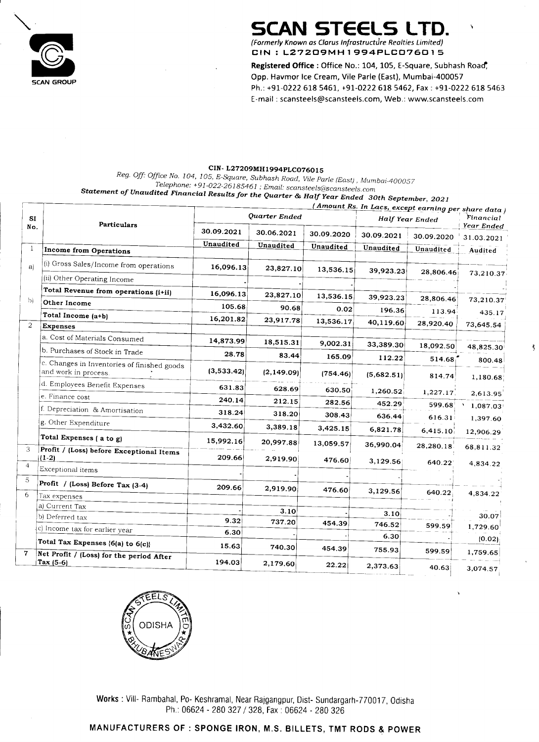# SCAN STEELS LTD.

*(Formerly Known as Clarus Infrastructure Realties Limited)*

**CIN : L27209MH1994PLC076015**

**Registered Office :** Office No.: 104, 105, E-Square, Subhash Road, Opp. Havmor Ice Cream, Vile Parle (East), Mumbai-400057

Ph.: +91-0222 618 5461, +91-0222 618 5462, Fax : +91-0222 618 5463

E-mail : scansteels@scansteels.com, Web.: www.scansteels.com

**CIN- L27209MH1994PLC076015**

*Reg. Off: Office No. 104, 105, E-Square, Subhash Road, Vile Parle (East), Mumbai-400057*

*Telephone: +91-022-26185461 ; Email: scansteels@scansteels.com*

***Statement of Unaudited Financial Results for the Quarter & Half Year Ended 30th September, 2021***

*( Amount Rs. In Lacs, except earning per share data )*

| Sl No. | Particulars | Quarter Ended | | | Half Year Ended | | Financial Year Ended |
|---|---|---|---|---|---|---|---|
| | | 30.09.2021 | 30.06.2021 | 30.09.2020 | 30.09.2021 | 30.09.2020 | 31.03.2021 |
| | | Unaudited | Unaudited | Unaudited | Unaudited | Unaudited | Audited |
| 1 | **Income from Operations** | | | | | | |
| a) | (i) Gross Sales/Income from operations | 16,096.13 | 23,827.10 | 13,536.15 | 39,923.23 | 28,806.46 | 73,210.37 |
| | (ii) Other Operating Income | - | - | - | - | - | - |
| | **Total Revenue from operations (i+ii)** | 16,096.13 | 23,827.10 | 13,536.15 | 39,923.23 | 28,806.46 | 73,210.37 |
| b) | **Other Income** | 105.68 | 90.68 | 0.02 | 196.36 | 113.94 | 435.17 |
| | **Total Income (a+b)** | 16,201.82 | 23,917.78 | 13,536.17 | 40,119.60 | 28,920.40 | 73,645.54 |
| 2 | **Expenses** | | | | | | |
| | a. Cost of Materials Consumed | 14,873.99 | 18,515.31 | 9,002.31 | 33,389.30 | 18,092.50 | 48,825.30 |
| | b. Purchases of Stock in Trade | 28.78 | 83.44 | 165.09 | 112.22 | 514.68 | 800.48 |
| | c. Changes in Inventories of finished goods and work in process. | (3,533.42) | (2,149.09) | (754.46) | (5,682.51) | 814.74 | 1,180.68 |
| | d. Employees Benefit Expenses | 631.83 | 628.69 | 630.50 | 1,260.52 | 1,227.17 | 2,613.95 |
| | e. Finance cost | 240.14 | 212.15 | 282.56 | 452.29 | 599.68 | 1,087.03 |
| | f. Depreciation & Amortisation | 318.24 | 318.20 | 308.43 | 636.44 | 616.31 | 1,397.60 |
| | g. Other Expenditure | 3,432.60 | 3,389.18 | 3,425.15 | 6,821.78 | 6,415.10 | 12,906.29 |
| | **Total Expenses ( a to g)** | 15,992.16 | 20,997.88 | 13,059.57 | 36,990.04 | 28,280.18 | 68,811.32 |
| 3 | **Profit / (Loss) before Exceptional Items (1-2)** | 209.66 | 2,919.90 | 476.60 | 3,129.56 | 640.22 | 4,834.22 |
| 4 | Exceptional items | - | - | - | - | - | - |
| 5 | **Profit / (Loss) Before Tax (3-4)** | 209.66 | 2,919.90 | 476.60 | 3,129.56 | 640.22 | 4,834.22 |
| 6 | Tax expenses | | | | | | |
| | a) Current Tax | - | 3.10 | - | 3.10 | - | 30.07 |
| | b) Deferred tax | 9.32 | 737.20 | 454.39 | 746.52 | 599.59 | 1,729.60 |
| | c) Income tax for earlier year | 6.30 | - | - | 6.30 | - | (0.02) |
| | **Total Tax Expenses {6(a) to 6(c)}** | 15.63 | 740.30 | 454.39 | 755.93 | 599.59 | 1,759.65 |
| 7 | **Net Profit / (Loss) for the period After Tax (5-6)** | 194.03 | 2,179.60 | 22.22 | 2,373.63 | 40.63 | 3,074.57 |

**Works :** Vill- Rambahal, Po- Keshramal, Near Rajgangpur, Dist- Sundargarh-770017, Odisha

Ph.: 06624 - 280 327 / 328, Fax : 06624 - 280 326

**MANUFACTURERS OF : SPONGE IRON, M.S. BILLETS, TMT RODS & POWER**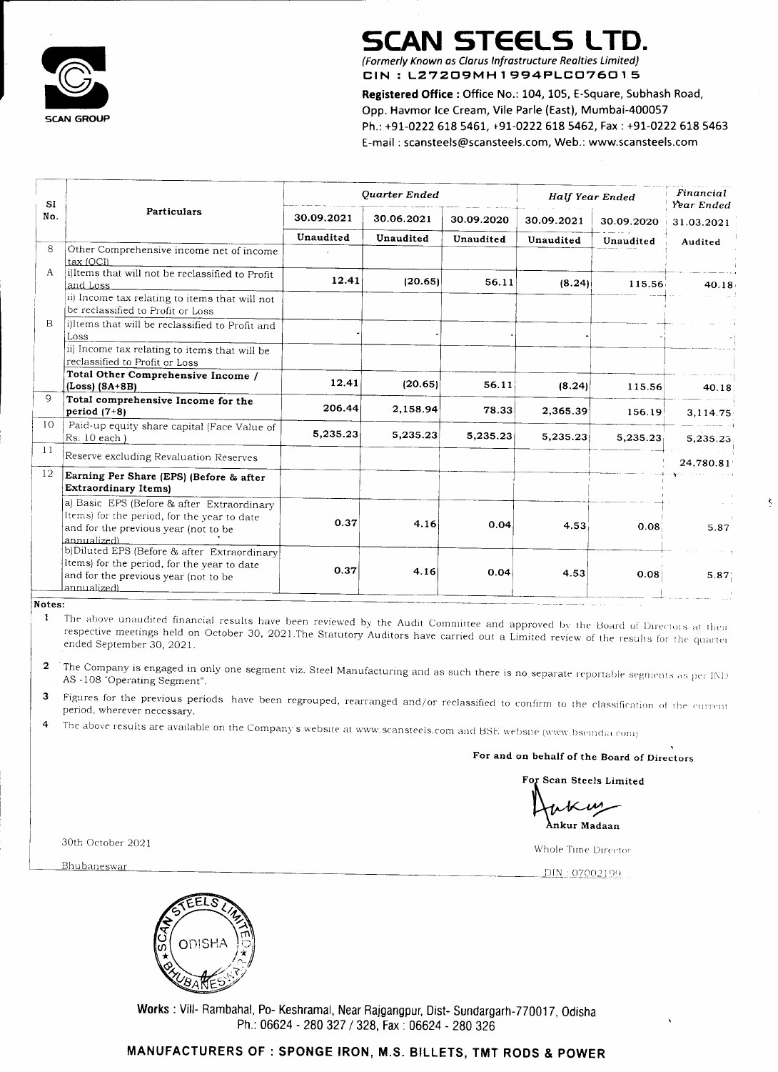# SCAN STEELS LTD.

*(Formerly Known as Clarus Infrastructure Realties Limited)*
**CIN : L27209MH1994PLC076015**

**Registered Office :** Office No.: 104, 105, E-Square, Subhash Road, Opp. Havmor Ice Cream, Vile Parle (East), Mumbai-400057
Ph.: +91-0222 618 5461, +91-0222 618 5462, Fax : +91-0222 618 5463
E-mail : scansteels@scansteels.com, Web.: www.scansteels.com

SCAN GROUP

| Sl No. | Particulars | *Quarter Ended* | | | *Half Year Ended* | | *Financial Year Ended* |
|---|---|---|---|---|---|---|---|
| | | 30.09.2021 | 30.06.2021 | 30.09.2020 | 30.09.2021 | 30.09.2020 | 31.03.2021 |
| | | Unaudited | Unaudited | Unaudited | Unaudited | Unaudited | Audited |
| 8 | Other Comprehensive income net of income tax (OCI) | | | | | | |
| A | i)Items that will not be reclassified to Profit and Loss | 12.41 | (20.65) | 56.11 | (8.24) | 115.56 | 40.18 |
| | ii) Income tax relating to items that will not be reclassified to Profit or Loss | | | | | | |
| B | i)Items that will be reclassified to Profit and Loss | - | - | - | - | - | - |
| | ii) Income tax relating to items that will be reclassified to Profit or Loss | | | | | | |
| | **Total Other Comprehensive Income / (Loss) (8A+8B)** | 12.41 | (20.65) | 56.11 | (8.24) | 115.56 | 40.18 |
| 9 | **Total comprehensive Income for the period (7+8)** | 206.44 | 2,158.94 | 78.33 | 2,365.39 | 156.19 | 3,114.75 |
| 10 | Paid-up equity share capital (Face Value of Rs. 10 each ) | 5,235.23 | 5,235.23 | 5,235.23 | 5,235.23 | 5,235.23 | 5,235.23 |
| 11 | Reserve excluding Revaluation Reserves | | | | | | 24,780.81 |
| 12 | **Earning Per Share (EPS) (Before & after Extraordinary Items)** | | | | | | |
| | a) Basic EPS (Before & after Extraordinary Items) for the period, for the year to date and for the previous year (not to be annualized) | 0.37 | 4.16 | 0.04 | 4.53 | 0.08 | 5.87 |
| | b)Diluted EPS (Before & after Extraordinary Items) for the period, for the year to date and for the previous year (not to be annualized) | 0.37 | 4.16 | 0.04 | 4.53 | 0.08 | 5.87 |

**Notes:**

1. The above unaudited financial results have been reviewed by the Audit Committee and approved by the Board of Directors at their respective meetings held on October 30, 2021.The Statutory Auditors have carried out a Limited review of the results for the quarter ended September 30, 2021.
2. The Company is engaged in only one segment viz. Steel Manufacturing and as such there is no separate reportable segments as per IND AS -108 "Operating Segment".
3. Figures for the previous periods have been regrouped, rearranged and/or reclassified to confirm to the classification of the current period, wherever necessary.
4. The above results are available on the Company's website at www.scansteels.com and BSE website (www.bseindia.com)

**For and on behalf of the Board of Directors**

**For Scan Steels Limited**

**Ankur Madaan**
Whole Time Director
DIN : 07002199

30th October 2021
Bhubaneswar

**Works** : Vill- Rambahal, Po- Keshramal, Near Rajgangpur, Dist- Sundargarh-770017, Odisha
Ph.: 06624 - 280 327 / 328, Fax : 06624 - 280 326

**MANUFACTURERS OF : SPONGE IRON, M.S. BILLETS, TMT RODS & POWER**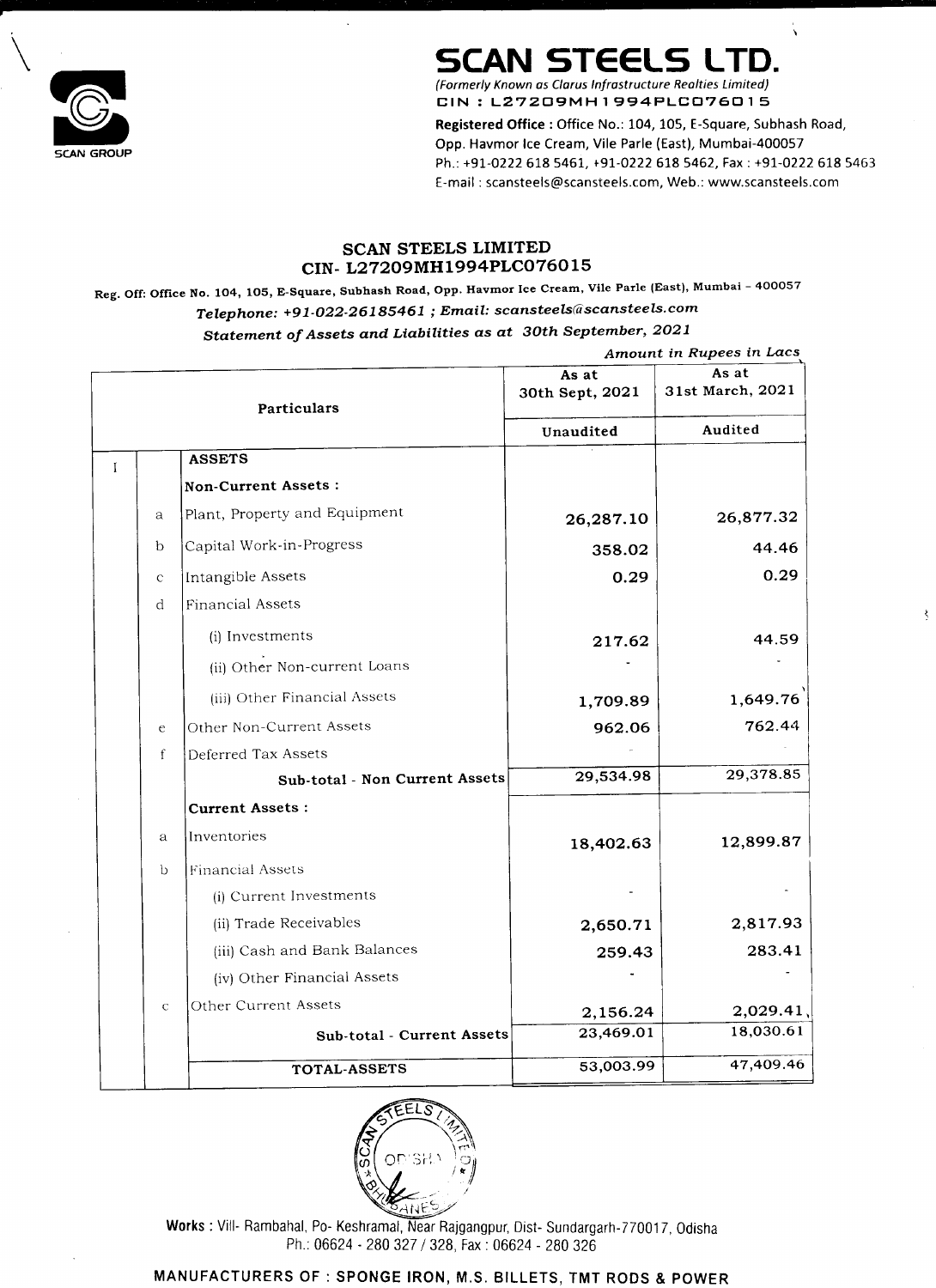# SCAN STEELS LTD.

*(Formerly Known as Clarus Infrastructure Realties Limited)*
CIN : L27209MH1994PLC076015

**Registered Office :** Office No.: 104, 105, E-Square, Subhash Road, Opp. Havmor Ice Cream, Vile Parle (East), Mumbai-400057
Ph.: +91-0222 618 5461, +91-0222 618 5462, Fax : +91-0222 618 5463
E-mail : scansteels@scansteels.com, Web.: www.scansteels.com

## SCAN STEELS LIMITED
## CIN- L27209MH1994PLC076015

**Reg. Off: Office No. 104, 105, E-Square, Subhash Road, Opp. Havmor Ice Cream, Vile Parle (East), Mumbai – 400057**

***Telephone: +91-022-26185461 ; Email: scansteels@scansteels.com***

***Statement of Assets and Liabilities as at 30th September, 2021***

*Amount in Rupees in Lacs*

| | | Particulars | As at 30th Sept, 2021 | As at 31st March, 2021 |
|---|---|---|---|---|
| | | | Unaudited | Audited |
| I | | **ASSETS** | | |
| | | **Non-Current Assets :** | | |
| | a | Plant, Property and Equipment | 26,287.10 | 26,877.32 |
| | b | Capital Work-in-Progress | 358.02 | 44.46 |
| | c | Intangible Assets | 0.29 | 0.29 |
| | d | Financial Assets | | |
| | | (i) Investments | 217.62 | 44.59 |
| | | (ii) Other Non-current Loans | - | - |
| | | (iii) Other Financial Assets | 1,709.89 | 1,649.76 |
| | e | Other Non-Current Assets | 962.06 | 762.44 |
| | f | Deferred Tax Assets | - | |
| | | **Sub-total - Non Current Assets** | 29,534.98 | 29,378.85 |
| | | **Current Assets :** | | |
| | a | Inventories | 18,402.63 | 12,899.87 |
| | b | Financial Assets | | |
| | | (i) Current Investments | - | - |
| | | (ii) Trade Receivables | 2,650.71 | 2,817.93 |
| | | (iii) Cash and Bank Balances | 259.43 | 283.41 |
| | | (iv) Other Financial Assets | - | - |
| | c | Other Current Assets | 2,156.24 | 2,029.41 |
| | | **Sub-total - Current Assets** | 23,469.01 | 18,030.61 |
| | | **TOTAL-ASSETS** | 53,003.99 | 47,409.46 |

**Works :** Vill- Rambahal, Po- Keshramal, Near Rajgangpur, Dist- Sundargarh-770017, Odisha
Ph.: 06624 - 280 327 / 328, Fax : 06624 - 280 326

**MANUFACTURERS OF : SPONGE IRON, M.S. BILLETS, TMT RODS & POWER**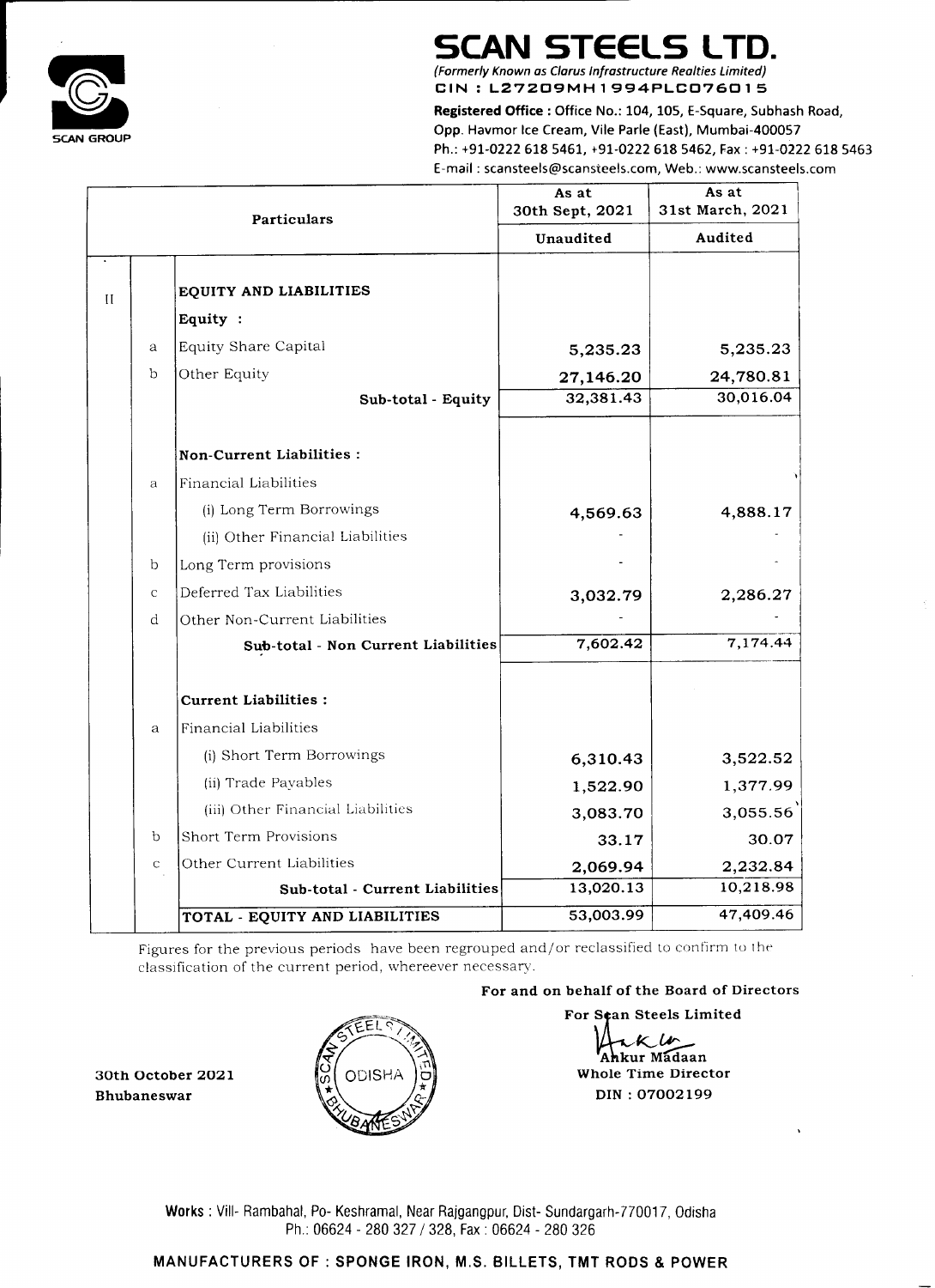# SCAN STEELS LTD.

*(Formerly Known as Clarus Infrastructure Realties Limited)*
**CIN : L27209MH1994PLC076015**

**Registered Office :** Office No.: 104, 105, E-Square, Subhash Road, Opp. Havmor Ice Cream, Vile Parle (East), Mumbai-400057
Ph.: +91-0222 618 5461, +91-0222 618 5462, Fax : +91-0222 618 5463
E-mail : scansteels@scansteels.com, Web.: www.scansteels.com

| | | Particulars | As at 30th Sept, 2021 | As at 31st March, 2021 |
|---|---|---|---|---|
| | | | Unaudited | Audited |
| II | | **EQUITY AND LIABILITIES** | | |
| | | **Equity :** | | |
| | a | Equity Share Capital | 5,235.23 | 5,235.23 |
| | b | Other Equity | 27,146.20 | 24,780.81 |
| | | **Sub-total - Equity** | 32,381.43 | 30,016.04 |
| | | **Non-Current Liabilities :** | | |
| | a | Financial Liabilities | | |
| | | (i) Long Term Borrowings | 4,569.63 | 4,888.17 |
| | | (ii) Other Financial Liabilities | - | - |
| | b | Long Term provisions | - | - |
| | c | Deferred Tax Liabilities | 3,032.79 | 2,286.27 |
| | d | Other Non-Current Liabilities | - | - |
| | | **Sub-total - Non Current Liabilities** | 7,602.42 | 7,174.44 |
| | | **Current Liabilities :** | | |
| | a | Financial Liabilities | | |
| | | (i) Short Term Borrowings | 6,310.43 | 3,522.52 |
| | | (ii) Trade Payables | 1,522.90 | 1,377.99 |
| | | (iii) Other Financial Liabilities | 3,083.70 | 3,055.56 |
| | b | Short Term Provisions | 33.17 | 30.07 |
| | c | Other Current Liabilities | 2,069.94 | 2,232.84 |
| | | **Sub-total - Current Liabilities** | 13,020.13 | 10,218.98 |
| | | **TOTAL - EQUITY AND LIABILITIES** | 53,003.99 | 47,409.46 |

Figures for the previous periods have been regrouped and/or reclassified to confirm to the classification of the current period, whereever necessary.

**For and on behalf of the Board of Directors**

**For Scan Steels Limited**

**Ankur Madaan**
**Whole Time Director**
**DIN : 07002199**

**30th October 2021**
**Bhubaneswar**

**Works :** Vill- Rambahal, Po- Keshramal, Near Rajgangpur, Dist- Sundargarh-770017, Odisha
Ph.: 06624 - 280 327 / 328, Fax : 06624 - 280 326

**MANUFACTURERS OF : SPONGE IRON, M.S. BILLETS, TMT RODS & POWER**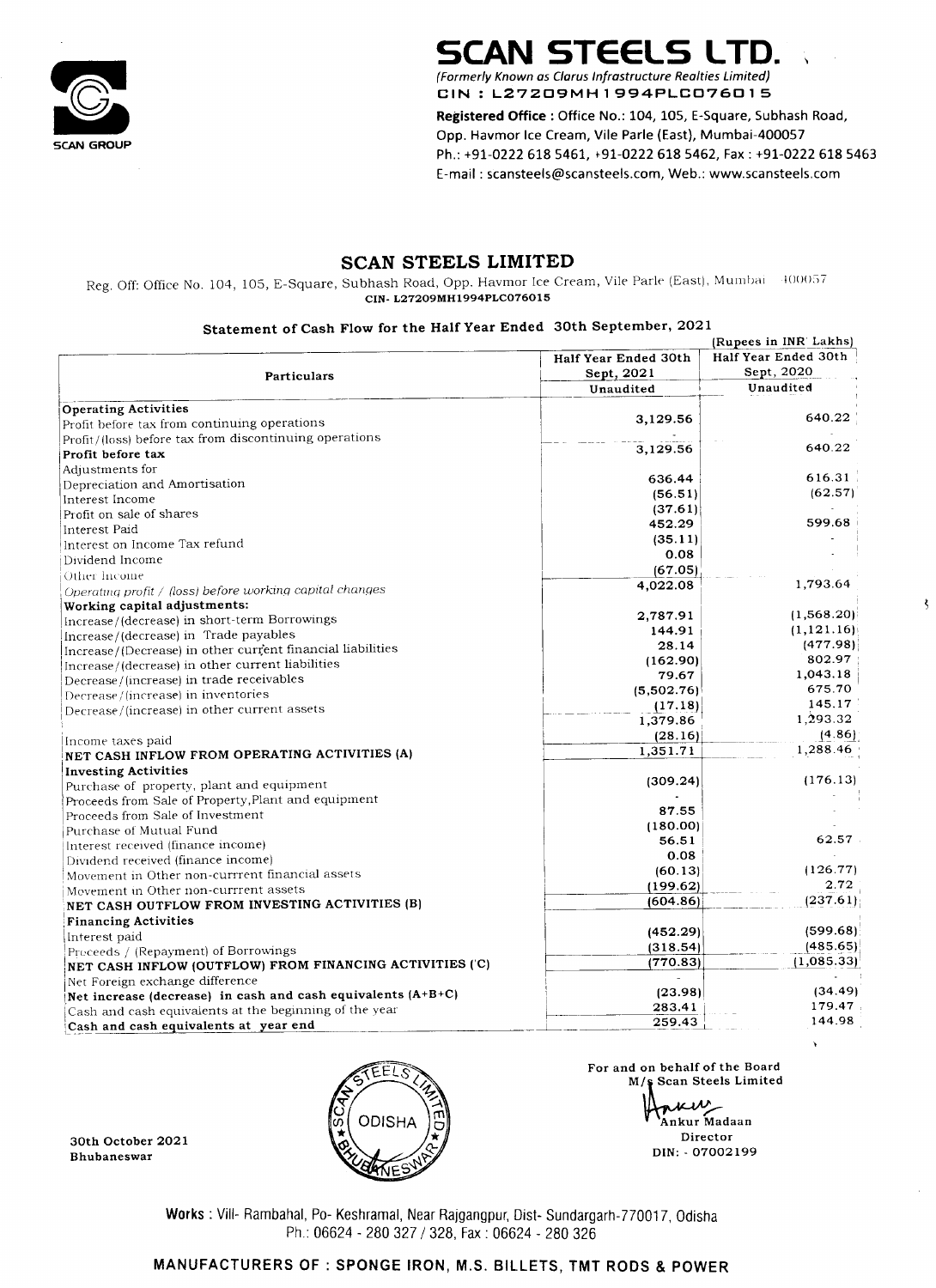# SCAN STEELS LTD.

*(Formerly Known as Clarus Infrastructure Realties Limited)*

CIN : L27209MH1994PLC076015

**Registered Office :** Office No.: 104, 105, E-Square, Subhash Road, Opp. Havmor Ice Cream, Vile Parle (East), Mumbai-400057

Ph.: +91-0222 618 5461, +91-0222 618 5462, Fax : +91-0222 618 5463

E-mail : scansteels@scansteels.com, Web.: www.scansteels.com

## SCAN STEELS LIMITED

Reg. Off: Office No. 104, 105, E-Square, Subhash Road, Opp. Havmor Ice Cream, Vile Parle (East), Mumbai 400057

**CIN- L27209MH1994PLC076015**

### Statement of Cash Flow for the Half Year Ended 30th September, 2021

(Rupees in INR Lakhs)

| Particulars | Half Year Ended 30th Sept, 2021 | Half Year Ended 30th Sept, 2020 |
|---|---|---|
| | Unaudited | Unaudited |
| **Operating Activities** | | |
| Profit before tax from continuing operations | 3,129.56 | 640.22 |
| Profit/(loss) before tax from discontinuing operations | - | |
| **Profit before tax** | 3,129.56 | 640.22 |
| Adjustments for | | |
| Depreciation and Amortisation | 636.44 | 616.31 |
| Interest Income | (56.51) | (62.57) |
| Profit on sale of shares | (37.61) | - |
| Interest Paid | 452.29 | 599.68 |
| Interest on Income Tax refund | (35.11) | - |
| Dividend Income | 0.08 | - |
| Other Income | (67.05) | |
| *Operating profit / (loss) before working capital changes* | 4,022.08 | 1,793.64 |
| **Working capital adjustments:** | | |
| Increase/(decrease) in short-term Borrowings | 2,787.91 | (1,568.20) |
| Increase/(decrease) in Trade payables | 144.91 | (1,121.16) |
| Increase/(Decrease) in other current financial liabilities | 28.14 | (477.98) |
| Increase/(decrease) in other current liabilities | (162.90) | 802.97 |
| Decrease/(increase) in trade receivables | 79.67 | 1,043.18 |
| Decrease/(increase) in inventories | (5,502.76) | 675.70 |
| Decrease/(increase) in other current assets | (17.18) | 145.17 |
| | 1,379.86 | 1,293.32 |
| Income taxes paid | (28.16) | (4.86) |
| **NET CASH INFLOW FROM OPERATING ACTIVITIES (A)** | 1,351.71 | 1,288.46 |
| **Investing Activities** | | |
| Purchase of property, plant and equipment | (309.24) | (176.13) |
| Proceeds from Sale of Property,Plant and equipment | - | - |
| Proceeds from Sale of Investment | 87.55 | - |
| Purchase of Mutual Fund | (180.00) | - |
| Interest received (finance income) | 56.51 | 62.57 |
| Dividend received (finance income) | 0.08 | - |
| Movement in Other non-currrent financial assets | (60.13) | (126.77) |
| Movement in Other non-currrent assets | (199.62) | 2.72 |
| **NET CASH OUTFLOW FROM INVESTING ACTIVITIES (B)** | (604.86) | (237.61) |
| **Financing Activities** | | |
| Interest paid | (452.29) | (599.68) |
| Proceeds / (Repayment) of Borrowings | (318.54) | (485.65) |
| **NET CASH INFLOW (OUTFLOW) FROM FINANCING ACTIVITIES ('C)** | (770.83) | (1,085.33) |
| Net Foreign exchange difference | - | - |
| **Net increase (decrease) in cash and cash equivalents (A+B+C)** | (23.98) | (34.49) |
| Cash and cash equivalents at the beginning of the year | 283.41 | 179.47 |
| **Cash and cash equivalents at year end** | 259.43 | 144.98 |

**30th October 2021**
**Bhubaneswar**

For and on behalf of the Board
M/s Scan Steels Limited

Ankur Madaan
Director
DIN: - 07002199

**Works :** Vill- Rambahal, Po- Keshramal, Near Rajgangpur, Dist- Sundargarh-770017, Odisha
Ph.: 06624 - 280 327 / 328, Fax : 06624 - 280 326

**MANUFACTURERS OF : SPONGE IRON, M.S. BILLETS, TMT RODS & POWER**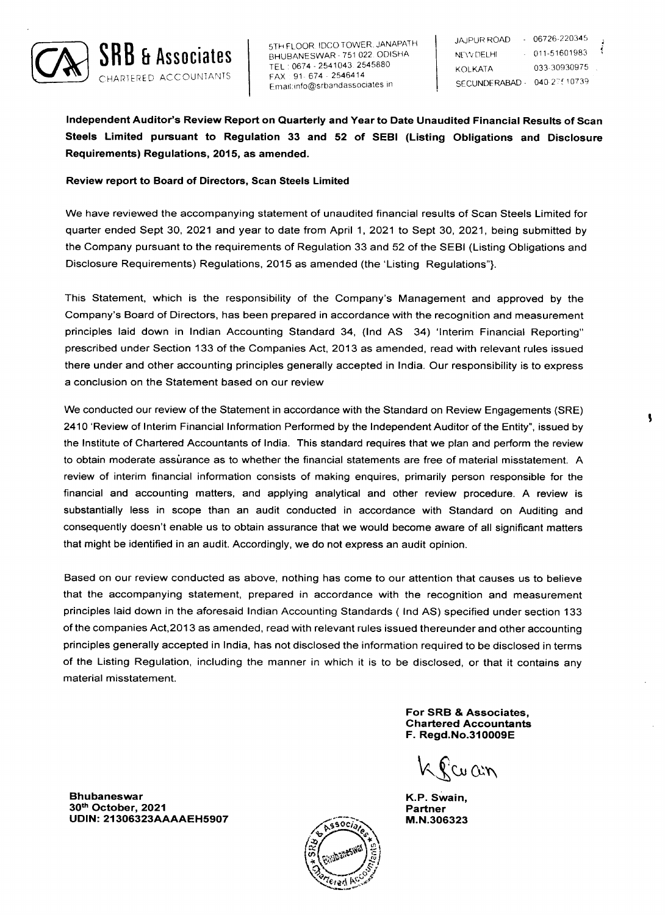**SRB & Associates**
CHARTERED ACCOUNTANTS

5TH FLOOR, IDCO TOWER, JANAPATH
BHUBANESWAR - 751 022, ODISHA
TEL : 0674 - 2541043, 2545880
FAX : 91- 674 - 2546414
Email:info@srbandassociates.in

JAJPUR ROAD - 06726-220345
NEW DELHI - 011-51601983
KOLKATA - 033-30930975
SECUNDERABAD - 040-27510739

**Independent Auditor's Review Report on Quarterly and Year to Date Unaudited Financial Results of Scan Steels Limited pursuant to Regulation 33 and 52 of SEBI (Listing Obligations and Disclosure Requirements) Regulations, 2015, as amended.**

**Review report to Board of Directors, Scan Steels Limited**

We have reviewed the accompanying statement of unaudited financial results of Scan Steels Limited for quarter ended Sept 30, 2021 and year to date from April 1, 2021 to Sept 30, 2021, being submitted by the Company pursuant to the requirements of Regulation 33 and 52 of the SEBI (Listing Obligations and Disclosure Requirements) Regulations, 2015 as amended (the 'Listing Regulations"}.

This Statement, which is the responsibility of the Company's Management and approved by the Company's Board of Directors, has been prepared in accordance with the recognition and measurement principles laid down in Indian Accounting Standard 34, (Ind AS 34) 'Interim Financial Reporting" prescribed under Section 133 of the Companies Act, 2013 as amended, read with relevant rules issued there under and other accounting principles generally accepted in India. Our responsibility is to express a conclusion on the Statement based on our review

We conducted our review of the Statement in accordance with the Standard on Review Engagements (SRE) 2410 'Review of Interim Financial Information Performed by the Independent Auditor of the Entity", issued by the Institute of Chartered Accountants of India. This standard requires that we plan and perform the review to obtain moderate assurance as to whether the financial statements are free of material misstatement. A review of interim financial information consists of making enquires, primarily person responsible for the financial and accounting matters, and applying analytical and other review procedure. A review is substantially less in scope than an audit conducted in accordance with Standard on Auditing and consequently doesn't enable us to obtain assurance that we would become aware of all significant matters that might be identified in an audit. Accordingly, we do not express an audit opinion.

Based on our review conducted as above, nothing has come to our attention that causes us to believe that the accompanying statement, prepared in accordance with the recognition and measurement principles laid down in the aforesaid Indian Accounting Standards ( Ind AS) specified under section 133 of the companies Act,2013 as amended, read with relevant rules issued thereunder and other accounting principles generally accepted in India, has not disclosed the information required to be disclosed in terms of the Listing Regulation, including the manner in which it is to be disclosed, or that it contains any material misstatement.

**For SRB & Associates,**
**Chartered Accountants**
**F. Regd.No.310009E**

**K.P. Swain,**
**Partner**
**M.N.306323**

**Bhubaneswar**
**30th October, 2021**
**UDIN: 21306323AAAAEH5907**